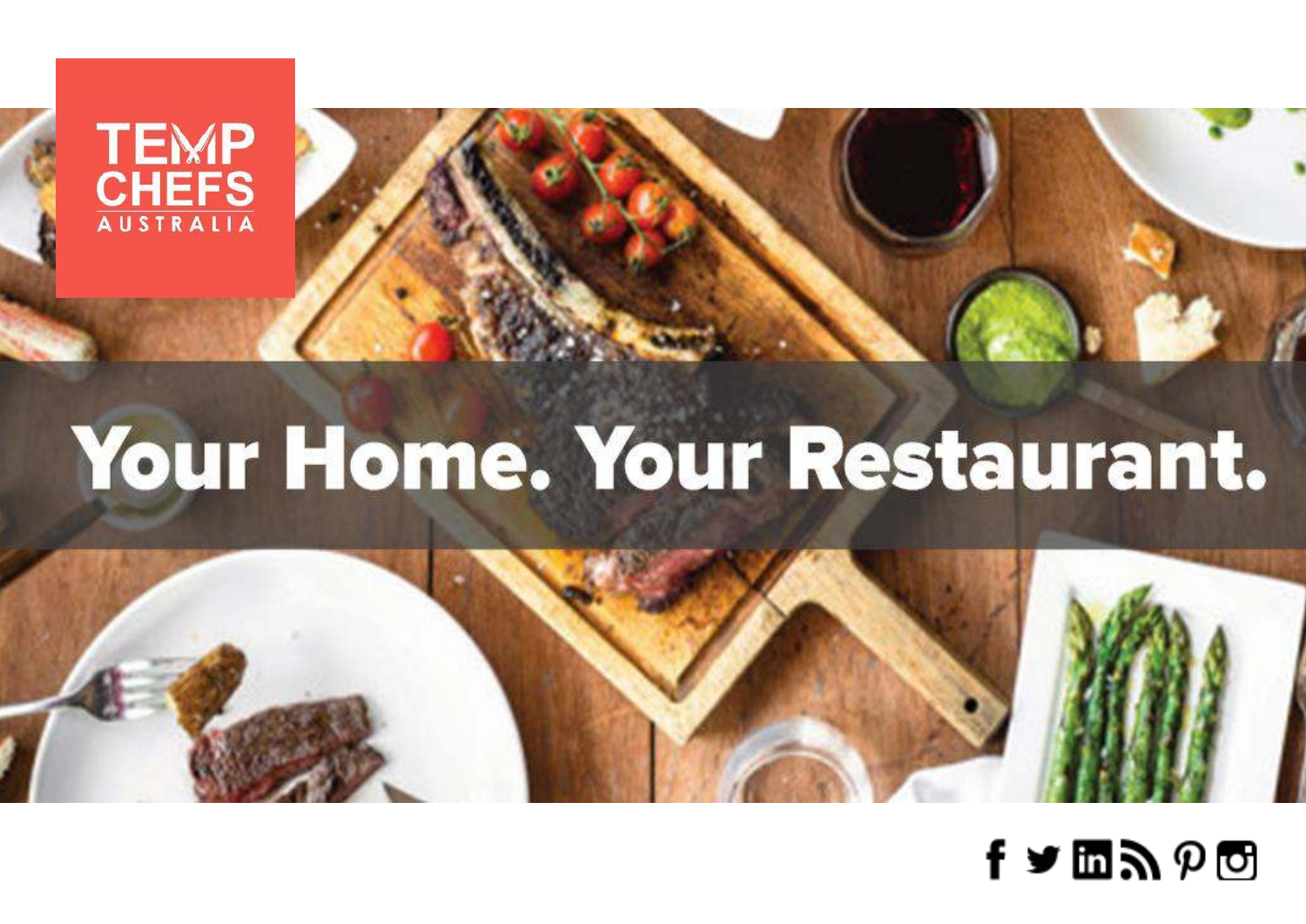TEMP CHEFS AUSTRALIA

# Your Home. Your Restaurant.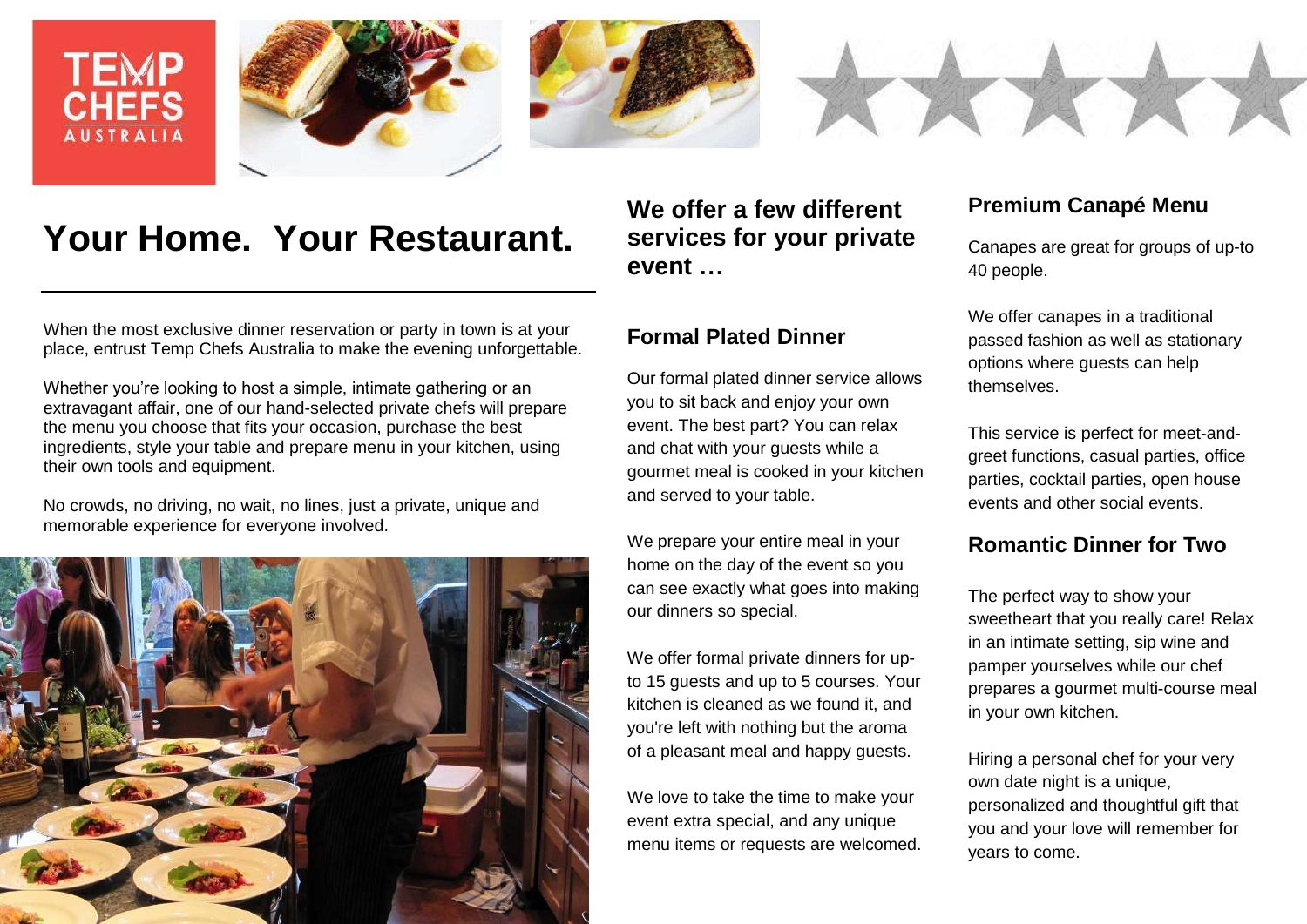# Your Home. Your Restaurant.

When the most exclusive dinner reservation or party in town is at your place, entrust Temp Chefs Australia to make the evening unforgettable.

Whether you're looking to host a simple, intimate gathering or an extravagant affair, one of our hand-selected private chefs will prepare the menu you choose that fits your occasion, purchase the best ingredients, style your table and prepare menu in your kitchen, using their own tools and equipment.

No crowds, no driving, no wait, no lines, just a private, unique and memorable experience for everyone involved.

## We offer a few different services for your private event …

### Formal Plated Dinner

Our formal plated dinner service allows you to sit back and enjoy your own event. The best part? You can relax and chat with your guests while a gourmet meal is cooked in your kitchen and served to your table.

We prepare your entire meal in your home on the day of the event so you can see exactly what goes into making our dinners so special.

We offer formal private dinners for up-to 15 guests and up to 5 courses. Your kitchen is cleaned as we found it, and you're left with nothing but the aroma of a pleasant meal and happy guests.

We love to take the time to make your event extra special, and any unique menu items or requests are welcomed.

### Premium Canapé Menu

Canapes are great for groups of up-to 40 people.

We offer canapes in a traditional passed fashion as well as stationary options where guests can help themselves.

This service is perfect for meet-and-greet functions, casual parties, office parties, cocktail parties, open house events and other social events.

### Romantic Dinner for Two

The perfect way to show your sweetheart that you really care! Relax in an intimate setting, sip wine and pamper yourselves while our chef prepares a gourmet multi-course meal in your own kitchen.

Hiring a personal chef for your very own date night is a unique, personalized and thoughtful gift that you and your love will remember for years to come.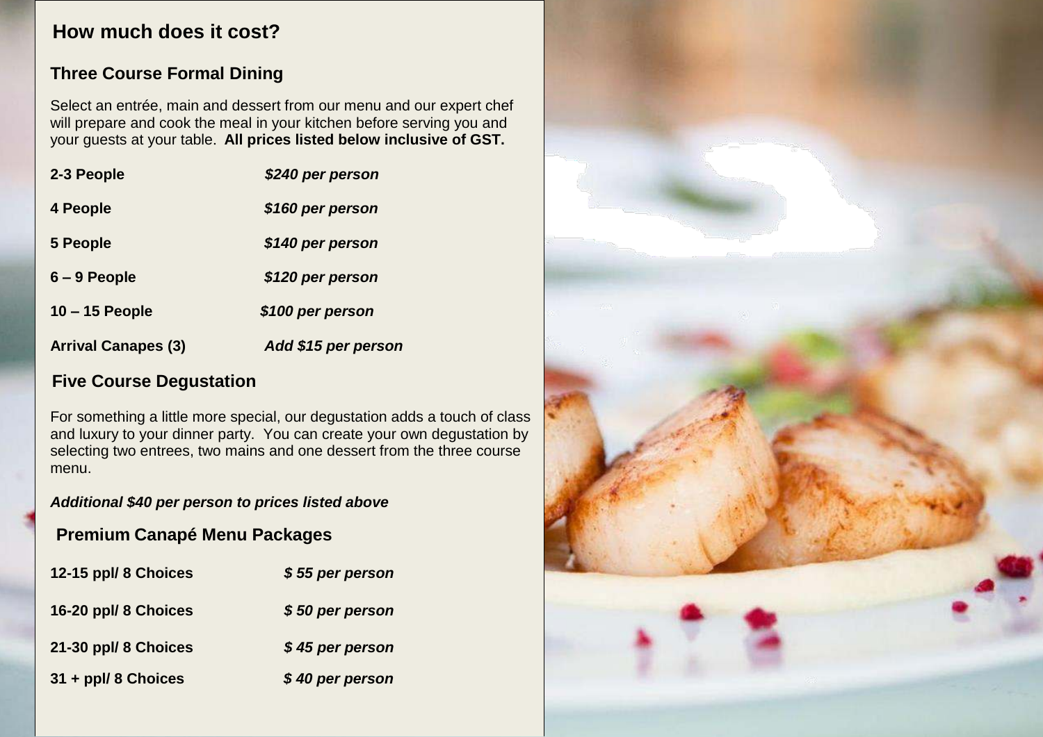# How much does it cost?

## Three Course Formal Dining

Select an entrée, main and dessert from our menu and our expert chef will prepare and cook the meal in your kitchen before serving you and your guests at your table. **All prices listed below inclusive of GST.**

| | |
|---|---|
| **2-3 People** | ***$240 per person*** |
| **4 People** | ***$160 per person*** |
| **5 People** | ***$140 per person*** |
| **6 – 9 People** | ***$120 per person*** |
| **10 – 15 People** | ***$100 per person*** |
| **Arrival Canapes (3)** | ***Add $15 per person*** |

## Five Course Degustation

For something a little more special, our degustation adds a touch of class and luxury to your dinner party. You can create your own degustation by selecting two entrees, two mains and one dessert from the three course menu.

***Additional $40 per person to prices listed above***

## Premium Canapé Menu Packages

| | |
|---|---|
| **12-15 ppl/ 8 Choices** | ***$ 55 per person*** |
| **16-20 ppl/ 8 Choices** | ***$ 50 per person*** |
| **21-30 ppl/ 8 Choices** | ***$ 45 per person*** |
| **31 + ppl/ 8 Choices** | ***$ 40 per person*** |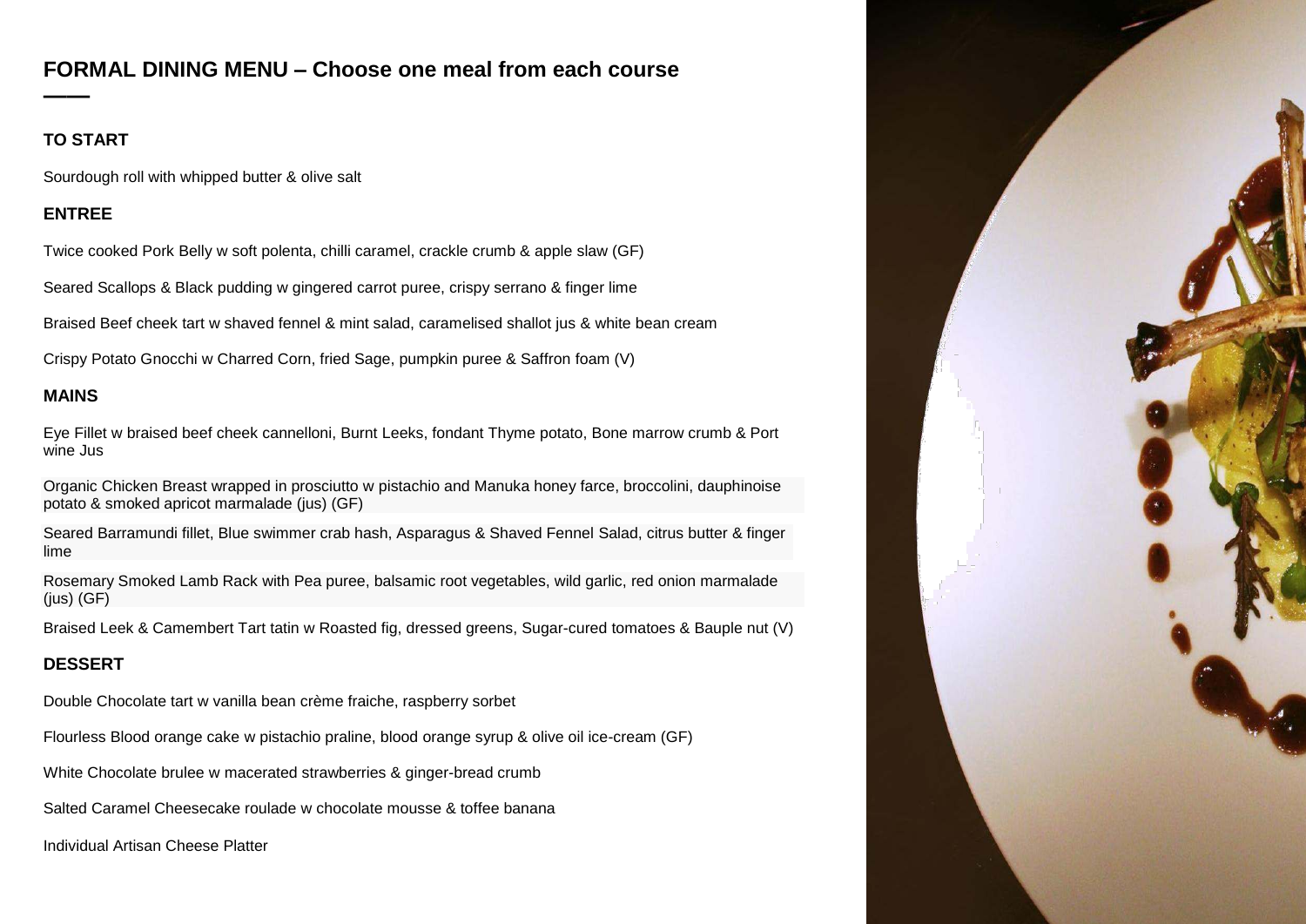# FORMAL DINING MENU – Choose one meal from each course

## TO START

Sourdough roll with whipped butter & olive salt

## ENTREE

Twice cooked Pork Belly w soft polenta, chilli caramel, crackle crumb & apple slaw (GF)

Seared Scallops & Black pudding w gingered carrot puree, crispy serrano & finger lime

Braised Beef cheek tart w shaved fennel & mint salad, caramelised shallot jus & white bean cream

Crispy Potato Gnocchi w Charred Corn, fried Sage, pumpkin puree & Saffron foam (V)

## MAINS

Eye Fillet w braised beef cheek cannelloni, Burnt Leeks, fondant Thyme potato, Bone marrow crumb & Port wine Jus

Organic Chicken Breast wrapped in prosciutto w pistachio and Manuka honey farce, broccolini, dauphinoise potato & smoked apricot marmalade (jus) (GF)

Seared Barramundi fillet, Blue swimmer crab hash, Asparagus & Shaved Fennel Salad, citrus butter & finger lime

Rosemary Smoked Lamb Rack with Pea puree, balsamic root vegetables, wild garlic, red onion marmalade (jus) (GF)

Braised Leek & Camembert Tart tatin w Roasted fig, dressed greens, Sugar-cured tomatoes & Bauple nut (V)

## DESSERT

Double Chocolate tart w vanilla bean crème fraiche, raspberry sorbet

Flourless Blood orange cake w pistachio praline, blood orange syrup & olive oil ice-cream (GF)

White Chocolate brulee w macerated strawberries & ginger-bread crumb

Salted Caramel Cheesecake roulade w chocolate mousse & toffee banana

Individual Artisan Cheese Platter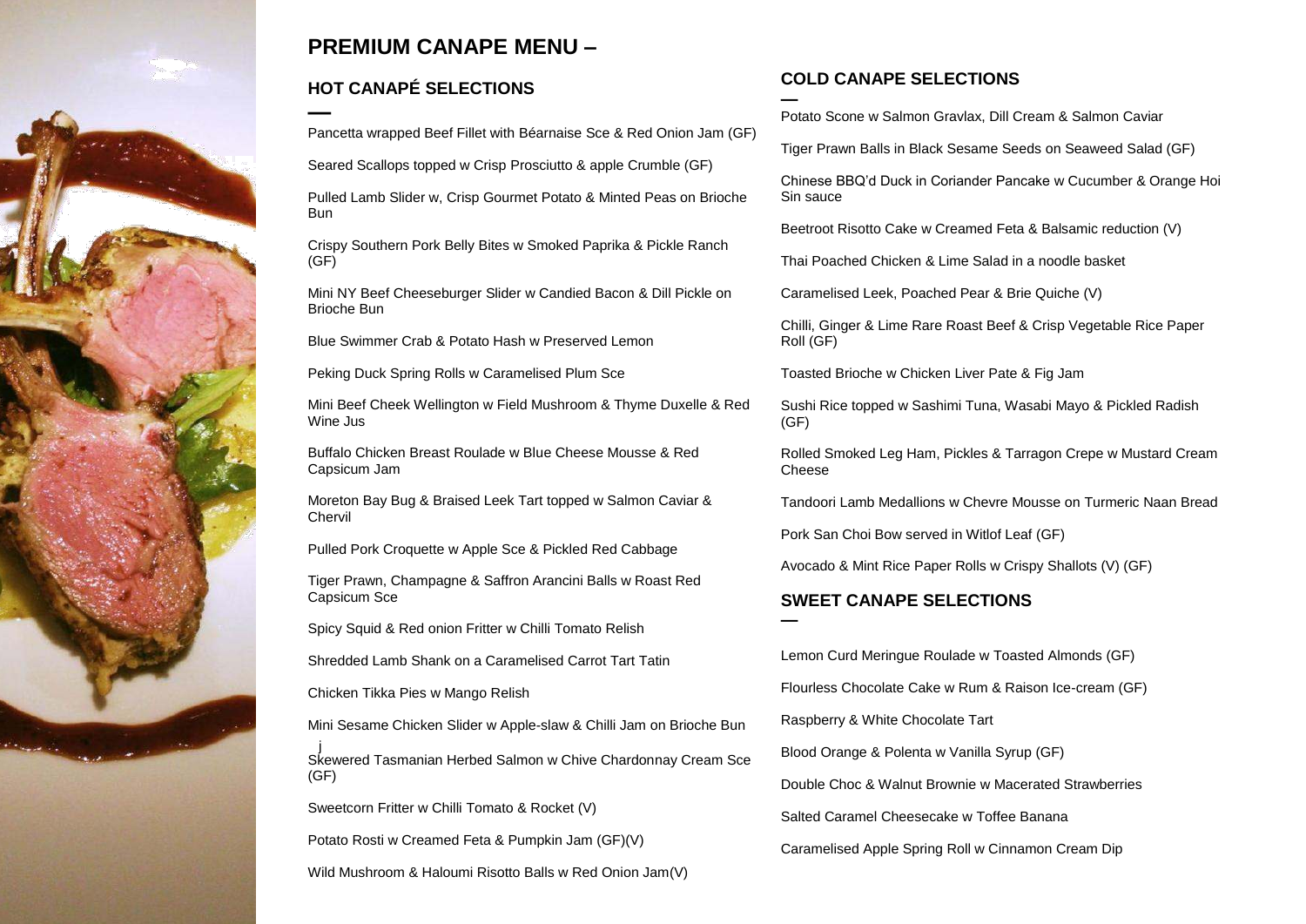# PREMIUM CANAPE MENU –

## HOT CANAPÉ SELECTIONS

—

Pancetta wrapped Beef Fillet with Béarnaise Sce & Red Onion Jam (GF)

Seared Scallops topped w Crisp Prosciutto & apple Crumble (GF)

Pulled Lamb Slider w, Crisp Gourmet Potato & Minted Peas on Brioche Bun

Crispy Southern Pork Belly Bites w Smoked Paprika & Pickle Ranch (GF)

Mini NY Beef Cheeseburger Slider w Candied Bacon & Dill Pickle on Brioche Bun

Blue Swimmer Crab & Potato Hash w Preserved Lemon

Peking Duck Spring Rolls w Caramelised Plum Sce

Mini Beef Cheek Wellington w Field Mushroom & Thyme Duxelle & Red Wine Jus

Buffalo Chicken Breast Roulade w Blue Cheese Mousse & Red Capsicum Jam

Moreton Bay Bug & Braised Leek Tart topped w Salmon Caviar & Chervil

Pulled Pork Croquette w Apple Sce & Pickled Red Cabbage

Tiger Prawn, Champagne & Saffron Arancini Balls w Roast Red Capsicum Sce

Spicy Squid & Red onion Fritter w Chilli Tomato Relish

Shredded Lamb Shank on a Caramelised Carrot Tart Tatin

Chicken Tikka Pies w Mango Relish

Mini Sesame Chicken Slider w Apple-slaw & Chilli Jam on Brioche Bun

Skewered Tasmanian Herbed Salmon w Chive Chardonnay Cream Sce (GF)

Sweetcorn Fritter w Chilli Tomato & Rocket (V)

Potato Rosti w Creamed Feta & Pumpkin Jam (GF)(V)

Wild Mushroom & Haloumi Risotto Balls w Red Onion Jam(V)

## COLD CANAPE SELECTIONS

—

Potato Scone w Salmon Gravlax, Dill Cream & Salmon Caviar

Tiger Prawn Balls in Black Sesame Seeds on Seaweed Salad (GF)

Chinese BBQ'd Duck in Coriander Pancake w Cucumber & Orange Hoi Sin sauce

Beetroot Risotto Cake w Creamed Feta & Balsamic reduction (V)

Thai Poached Chicken & Lime Salad in a noodle basket

Caramelised Leek, Poached Pear & Brie Quiche (V)

Chilli, Ginger & Lime Rare Roast Beef & Crisp Vegetable Rice Paper Roll (GF)

Toasted Brioche w Chicken Liver Pate & Fig Jam

Sushi Rice topped w Sashimi Tuna, Wasabi Mayo & Pickled Radish (GF)

Rolled Smoked Leg Ham, Pickles & Tarragon Crepe w Mustard Cream Cheese

Tandoori Lamb Medallions w Chevre Mousse on Turmeric Naan Bread

Pork San Choi Bow served in Witlof Leaf (GF)

Avocado & Mint Rice Paper Rolls w Crispy Shallots (V) (GF)

## SWEET CANAPE SELECTIONS

—

Lemon Curd Meringue Roulade w Toasted Almonds (GF)

Flourless Chocolate Cake w Rum & Raison Ice-cream (GF)

Raspberry & White Chocolate Tart

Blood Orange & Polenta w Vanilla Syrup (GF)

Double Choc & Walnut Brownie w Macerated Strawberries

Salted Caramel Cheesecake w Toffee Banana

Caramelised Apple Spring Roll w Cinnamon Cream Dip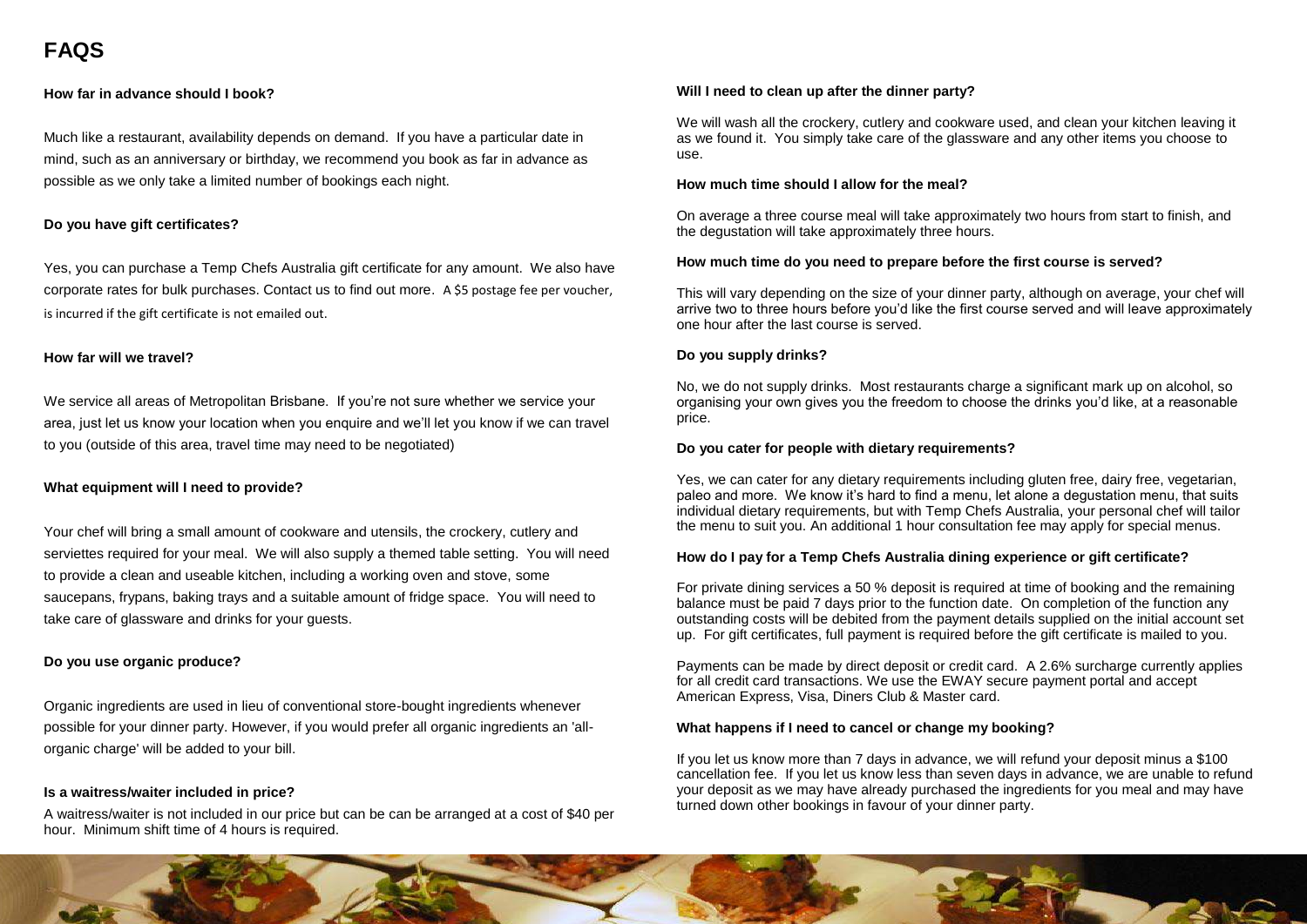# FAQS

**How far in advance should I book?**

Much like a restaurant, availability depends on demand. If you have a particular date in mind, such as an anniversary or birthday, we recommend you book as far in advance as possible as we only take a limited number of bookings each night.

**Do you have gift certificates?**

Yes, you can purchase a Temp Chefs Australia gift certificate for any amount. We also have corporate rates for bulk purchases. Contact us to find out more. A $5 postage fee per voucher, is incurred if the gift certificate is not emailed out.

**How far will we travel?**

We service all areas of Metropolitan Brisbane. If you're not sure whether we service your area, just let us know your location when you enquire and we'll let you know if we can travel to you (outside of this area, travel time may need to be negotiated)

**What equipment will I need to provide?**

Your chef will bring a small amount of cookware and utensils, the crockery, cutlery and serviettes required for your meal. We will also supply a themed table setting. You will need to provide a clean and useable kitchen, including a working oven and stove, some saucepans, frypans, baking trays and a suitable amount of fridge space. You will need to take care of glassware and drinks for your guests.

**Do you use organic produce?**

Organic ingredients are used in lieu of conventional store-bought ingredients whenever possible for your dinner party. However, if you would prefer all organic ingredients an 'all-organic charge' will be added to your bill.

**Is a waitress/waiter included in price?**

A waitress/waiter is not included in our price but can be can be arranged at a cost of $40 per hour. Minimum shift time of 4 hours is required.

**Will I need to clean up after the dinner party?**

We will wash all the crockery, cutlery and cookware used, and clean your kitchen leaving it as we found it. You simply take care of the glassware and any other items you choose to use.

**How much time should I allow for the meal?**

On average a three course meal will take approximately two hours from start to finish, and the degustation will take approximately three hours.

**How much time do you need to prepare before the first course is served?**

This will vary depending on the size of your dinner party, although on average, your chef will arrive two to three hours before you'd like the first course served and will leave approximately one hour after the last course is served.

**Do you supply drinks?**

No, we do not supply drinks. Most restaurants charge a significant mark up on alcohol, so organising your own gives you the freedom to choose the drinks you'd like, at a reasonable price.

**Do you cater for people with dietary requirements?**

Yes, we can cater for any dietary requirements including gluten free, dairy free, vegetarian, paleo and more. We know it's hard to find a menu, let alone a degustation menu, that suits individual dietary requirements, but with Temp Chefs Australia, your personal chef will tailor the menu to suit you. An additional 1 hour consultation fee may apply for special menus.

**How do I pay for a Temp Chefs Australia dining experience or gift certificate?**

For private dining services a 50 % deposit is required at time of booking and the remaining balance must be paid 7 days prior to the function date. On completion of the function any outstanding costs will be debited from the payment details supplied on the initial account set up. For gift certificates, full payment is required before the gift certificate is mailed to you.

Payments can be made by direct deposit or credit card. A 2.6% surcharge currently applies for all credit card transactions. We use the EWAY secure payment portal and accept American Express, Visa, Diners Club & Master card.

**What happens if I need to cancel or change my booking?**

If you let us know more than 7 days in advance, we will refund your deposit minus a $100 cancellation fee. If you let us know less than seven days in advance, we are unable to refund your deposit as we may have already purchased the ingredients for you meal and may have turned down other bookings in favour of your dinner party.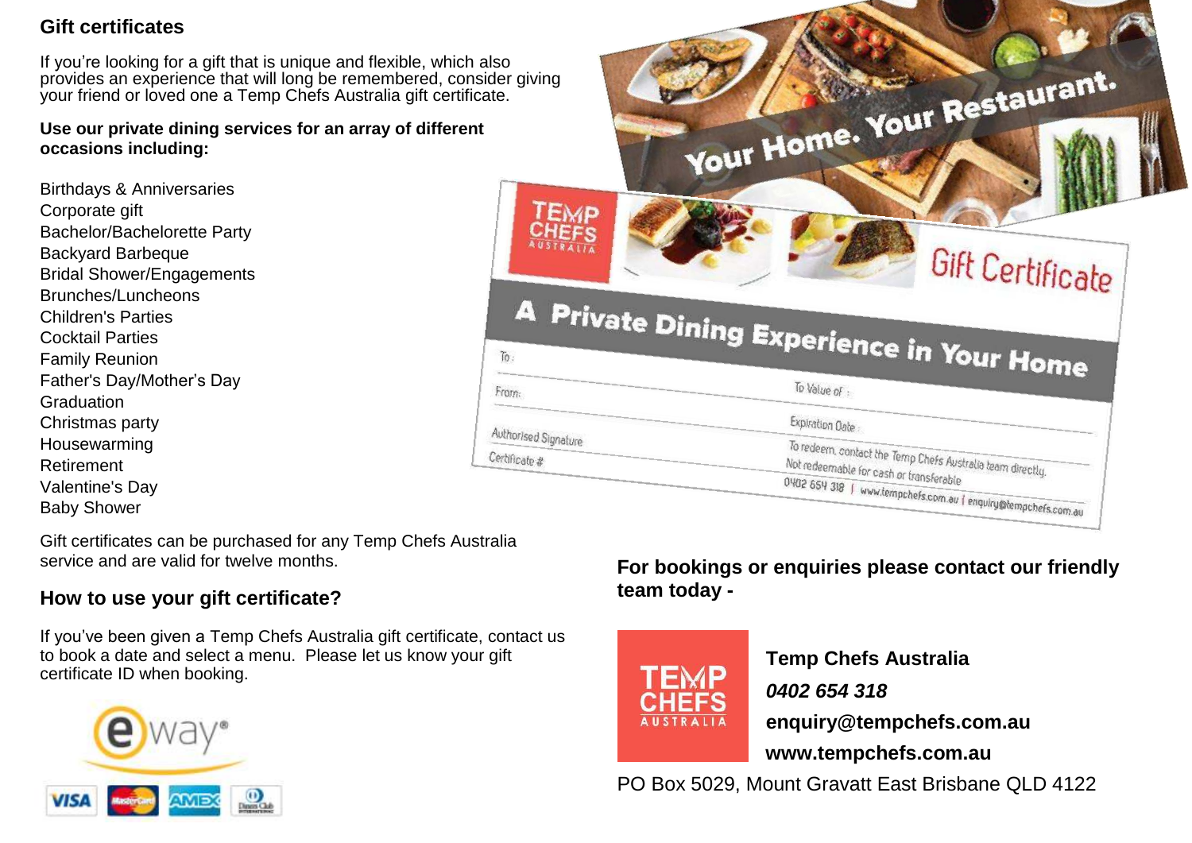## Gift certificates

If you're looking for a gift that is unique and flexible, which also provides an experience that will long be remembered, consider giving your friend or loved one a Temp Chefs Australia gift certificate.

**Use our private dining services for an array of different occasions including:**

Birthdays & Anniversaries
Corporate gift
Bachelor/Bachelorette Party
Backyard Barbeque
Bridal Shower/Engagements
Brunches/Luncheons
Children's Parties
Cocktail Parties
Family Reunion
Father's Day/Mother's Day
Graduation
Christmas party
Housewarming
Retirement
Valentine's Day
Baby Shower

Gift certificates can be purchased for any Temp Chefs Australia service and are valid for twelve months.

## How to use your gift certificate?

If you've been given a Temp Chefs Australia gift certificate, contact us to book a date and select a menu. Please let us know your gift certificate ID when booking.

**For bookings or enquiries please contact our friendly team today -**

**Temp Chefs Australia**
***0402 654 318***
**enquiry@tempchefs.com.au**
**www.tempchefs.com.au**

PO Box 5029, Mount Gravatt East Brisbane QLD 4122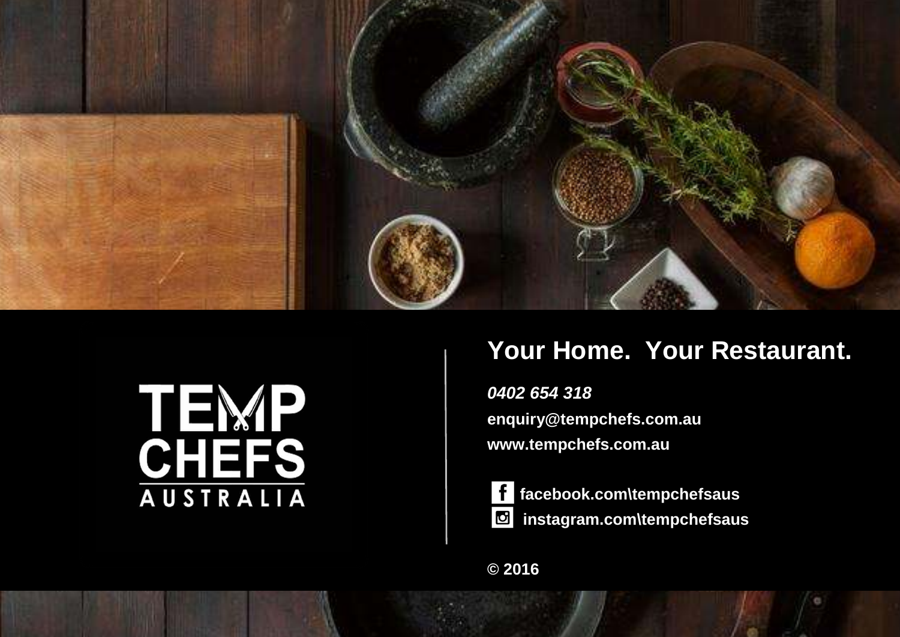TEMP CHEFS AUSTRALIA

## Your Home. Your Restaurant.

***0402 654 318***

**enquiry@tempchefs.com.au**

**www.tempchefs.com.au**

**facebook.com\tempchefsaus**

**instagram.com\tempchefsaus**

**© 2016**